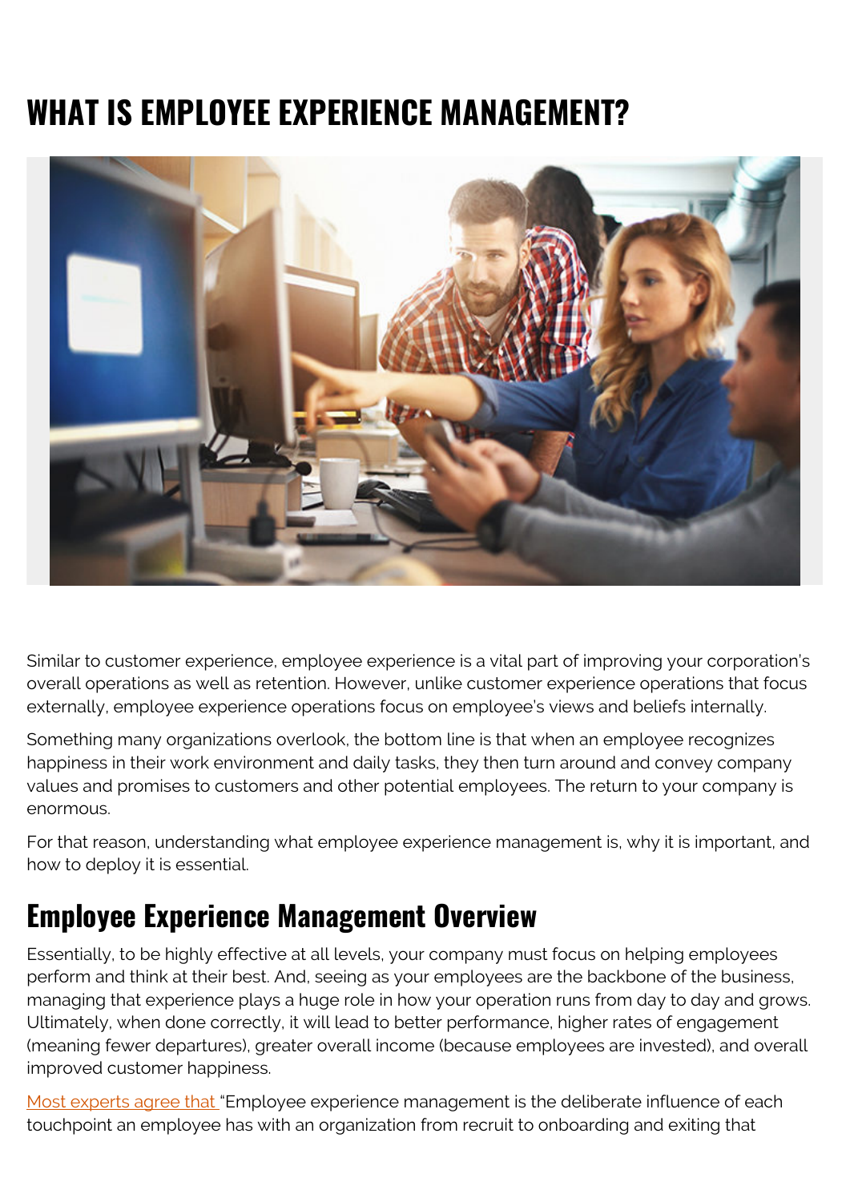# WHAT IS EMPLOYEE EXPERIENCE MANAGEMENT?

Similar to customer experience, employee experience is a vital part of improving your corporation's overall operations as well as retention. However, unlike customer experience operations that focus externally, employee experience operations focus on employee's views and beliefs internally.

Something many organizations overlook, the bottom line is that when an employee recognizes happiness in their work environment and daily tasks, they then turn around and convey company values and promises to customers and other potential employees. The return to your company is enormous.

For that reason, understanding what employee experience management is, why it is important, and how to deploy it is essential.

## Employee Experience Management Overview

Essentially, to be highly effective at all levels, your company must focus on helping employees perform and think at their best. And, seeing as your employees are the backbone of the business, managing that experience plays a huge role in how your operation runs from day to day and grows. Ultimately, when done correctly, it will lead to better performance, higher rates of engagement (meaning fewer departures), greater overall income (because employees are invested), and overall improved customer happiness.

Most experts agree that "Employee experience management is the deliberate influence of each touchpoint an employee has with an organization from recruit to onboarding and exiting that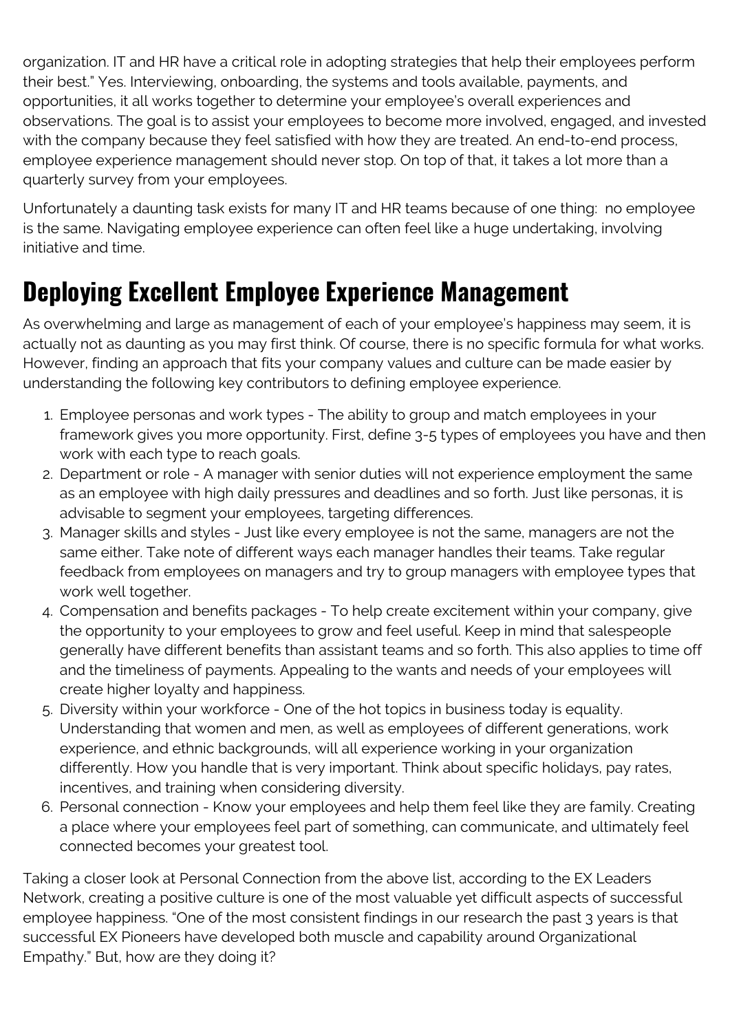organization. IT and HR have a critical role in adopting strategies that help their employees perform their best." Yes. Interviewing, onboarding, the systems and tools available, payments, and opportunities, it all works together to determine your employee's overall experiences and observations. The goal is to assist your employees to become more involved, engaged, and invested with the company because they feel satisfied with how they are treated. An end-to-end process, employee experience management should never stop. On top of that, it takes a lot more than a quarterly survey from your employees.

Unfortunately a daunting task exists for many IT and HR teams because of one thing:  no employee is the same. Navigating employee experience can often feel like a huge undertaking, involving initiative and time.

## Deploying Excellent Employee Experience Management

As overwhelming and large as management of each of your employee's happiness may seem, it is actually not as daunting as you may first think. Of course, there is no specific formula for what works. However, finding an approach that fits your company values and culture can be made easier by understanding the following key contributors to defining employee experience.

1. Employee personas and work types - The ability to group and match employees in your framework gives you more opportunity. First, define 3-5 types of employees you have and then work with each type to reach goals.
2. Department or role - A manager with senior duties will not experience employment the same as an employee with high daily pressures and deadlines and so forth. Just like personas, it is advisable to segment your employees, targeting differences.
3. Manager skills and styles - Just like every employee is not the same, managers are not the same either. Take note of different ways each manager handles their teams. Take regular feedback from employees on managers and try to group managers with employee types that work well together.
4. Compensation and benefits packages - To help create excitement within your company, give the opportunity to your employees to grow and feel useful. Keep in mind that salespeople generally have different benefits than assistant teams and so forth. This also applies to time off and the timeliness of payments. Appealing to the wants and needs of your employees will create higher loyalty and happiness.
5. Diversity within your workforce - One of the hot topics in business today is equality. Understanding that women and men, as well as employees of different generations, work experience, and ethnic backgrounds, will all experience working in your organization differently. How you handle that is very important. Think about specific holidays, pay rates, incentives, and training when considering diversity.
6. Personal connection - Know your employees and help them feel like they are family. Creating a place where your employees feel part of something, can communicate, and ultimately feel connected becomes your greatest tool.

Taking a closer look at Personal Connection from the above list, according to the EX Leaders Network, creating a positive culture is one of the most valuable yet difficult aspects of successful employee happiness. "One of the most consistent findings in our research the past 3 years is that successful EX Pioneers have developed both muscle and capability around Organizational Empathy." But, how are they doing it?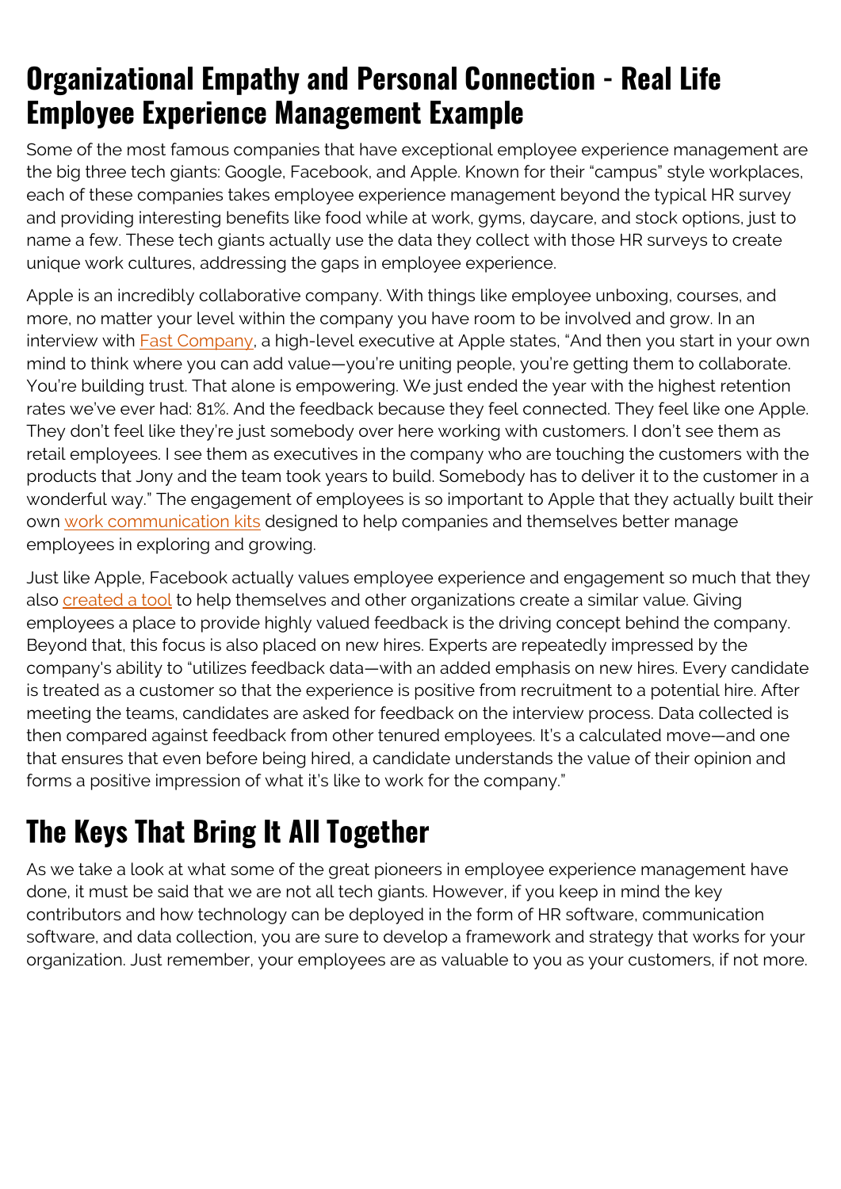## Organizational Empathy and Personal Connection - Real Life Employee Experience Management Example

Some of the most famous companies that have exceptional employee experience management are the big three tech giants: Google, Facebook, and Apple. Known for their "campus" style workplaces, each of these companies takes employee experience management beyond the typical HR survey and providing interesting benefits like food while at work, gyms, daycare, and stock options, just to name a few. These tech giants actually use the data they collect with those HR surveys to create unique work cultures, addressing the gaps in employee experience.

Apple is an incredibly collaborative company. With things like employee unboxing, courses, and more, no matter your level within the company you have room to be involved and grow. In an interview with Fast Company, a high-level executive at Apple states, "And then you start in your own mind to think where you can add value—you're uniting people, you're getting them to collaborate. You're building trust. That alone is empowering. We just ended the year with the highest retention rates we've ever had: 81%. And the feedback because they feel connected. They feel like one Apple. They don't feel like they're just somebody over here working with customers. I don't see them as retail employees. I see them as executives in the company who are touching the customers with the products that Jony and the team took years to build. Somebody has to deliver it to the customer in a wonderful way." The engagement of employees is so important to Apple that they actually built their own work communication kits designed to help companies and themselves better manage employees in exploring and growing.

Just like Apple, Facebook actually values employee experience and engagement so much that they also created a tool to help themselves and other organizations create a similar value. Giving employees a place to provide highly valued feedback is the driving concept behind the company. Beyond that, this focus is also placed on new hires. Experts are repeatedly impressed by the company's ability to "utilizes feedback data—with an added emphasis on new hires. Every candidate is treated as a customer so that the experience is positive from recruitment to a potential hire. After meeting the teams, candidates are asked for feedback on the interview process. Data collected is then compared against feedback from other tenured employees. It's a calculated move—and one that ensures that even before being hired, a candidate understands the value of their opinion and forms a positive impression of what it's like to work for the company."

## The Keys That Bring It All Together

As we take a look at what some of the great pioneers in employee experience management have done, it must be said that we are not all tech giants. However, if you keep in mind the key contributors and how technology can be deployed in the form of HR software, communication software, and data collection, you are sure to develop a framework and strategy that works for your organization. Just remember, your employees are as valuable to you as your customers, if not more.